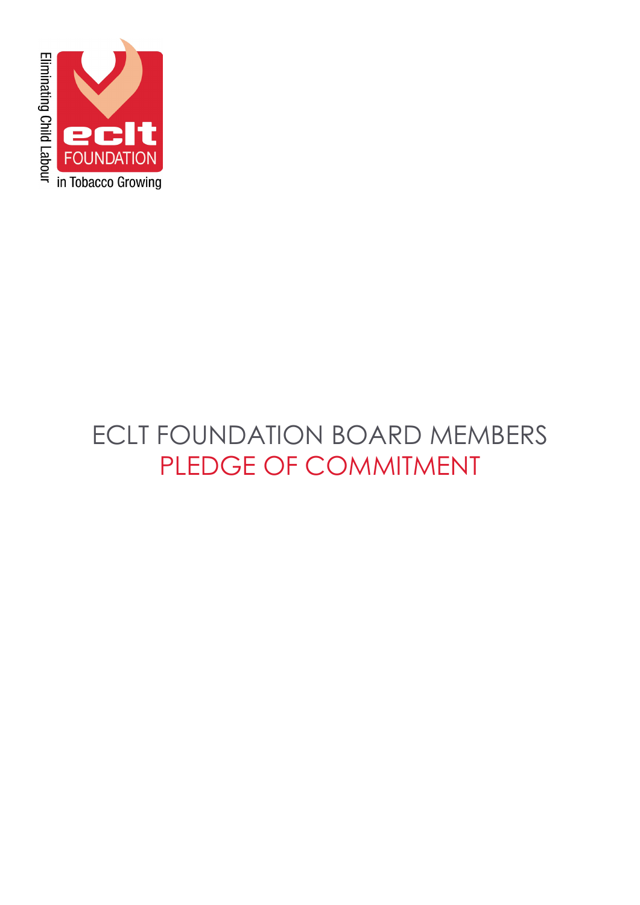Eliminating Child Labour

eclt FOUNDATION

in Tobacco Growing

# ECLT FOUNDATION BOARD MEMBERS PLEDGE OF COMMITMENT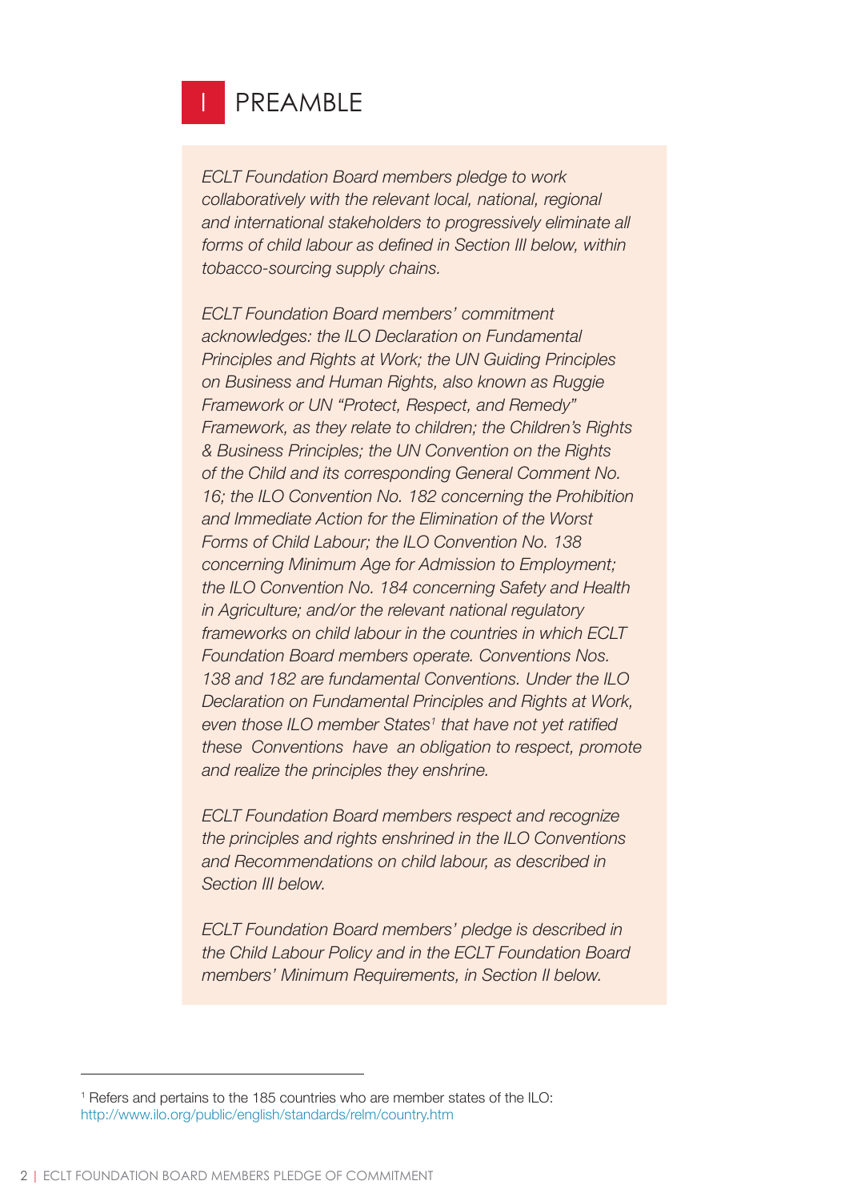# I PREAMBLE

*ECLT Foundation Board members pledge to work collaboratively with the relevant local, national, regional and international stakeholders to progressively eliminate all forms of child labour as defined in Section III below, within tobacco-sourcing supply chains.*

*ECLT Foundation Board members' commitment acknowledges: the ILO Declaration on Fundamental Principles and Rights at Work; the UN Guiding Principles on Business and Human Rights, also known as Ruggie Framework or UN "Protect, Respect, and Remedy" Framework, as they relate to children; the Children's Rights & Business Principles; the UN Convention on the Rights of the Child and its corresponding General Comment No. 16; the ILO Convention No. 182 concerning the Prohibition and Immediate Action for the Elimination of the Worst Forms of Child Labour; the ILO Convention No. 138 concerning Minimum Age for Admission to Employment; the ILO Convention No. 184 concerning Safety and Health in Agriculture; and/or the relevant national regulatory frameworks on child labour in the countries in which ECLT Foundation Board members operate. Conventions Nos. 138 and 182 are fundamental Conventions. Under the ILO Declaration on Fundamental Principles and Rights at Work, even those ILO member States[1] that have not yet ratified these Conventions have an obligation to respect, promote and realize the principles they enshrine.*

*ECLT Foundation Board members respect and recognize the principles and rights enshrined in the ILO Conventions and Recommendations on child labour, as described in Section III below.*

*ECLT Foundation Board members' pledge is described in the Child Labour Policy and in the ECLT Foundation Board members' Minimum Requirements, in Section II below.*

---

[1] Refers and pertains to the 185 countries who are member states of the ILO: http://www.ilo.org/public/english/standards/relm/country.htm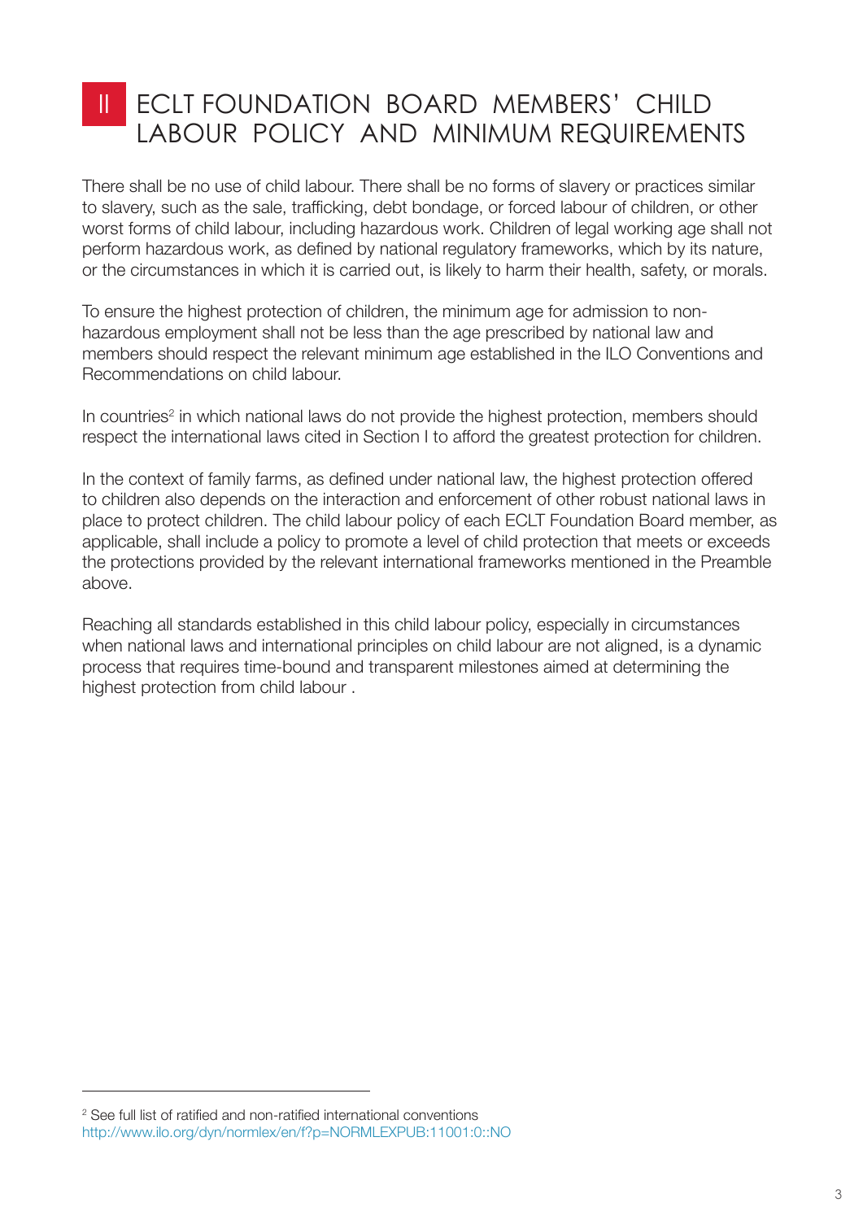# II ECLT FOUNDATION BOARD MEMBERS' CHILD LABOUR POLICY AND MINIMUM REQUIREMENTS

There shall be no use of child labour. There shall be no forms of slavery or practices similar to slavery, such as the sale, trafficking, debt bondage, or forced labour of children, or other worst forms of child labour, including hazardous work. Children of legal working age shall not perform hazardous work, as defined by national regulatory frameworks, which by its nature, or the circumstances in which it is carried out, is likely to harm their health, safety, or morals.

To ensure the highest protection of children, the minimum age for admission to non-hazardous employment shall not be less than the age prescribed by national law and members should respect the relevant minimum age established in the ILO Conventions and Recommendations on child labour.

In countries[2] in which national laws do not provide the highest protection, members should respect the international laws cited in Section I to afford the greatest protection for children.

In the context of family farms, as defined under national law, the highest protection offered to children also depends on the interaction and enforcement of other robust national laws in place to protect children. The child labour policy of each ECLT Foundation Board member, as applicable, shall include a policy to promote a level of child protection that meets or exceeds the protections provided by the relevant international frameworks mentioned in the Preamble above.

Reaching all standards established in this child labour policy, especially in circumstances when national laws and international principles on child labour are not aligned, is a dynamic process that requires time-bound and transparent milestones aimed at determining the highest protection from child labour .

---

[2] See full list of ratified and non-ratified international conventions http://www.ilo.org/dyn/normlex/en/f?p=NORMLEXPUB:11001:0::NO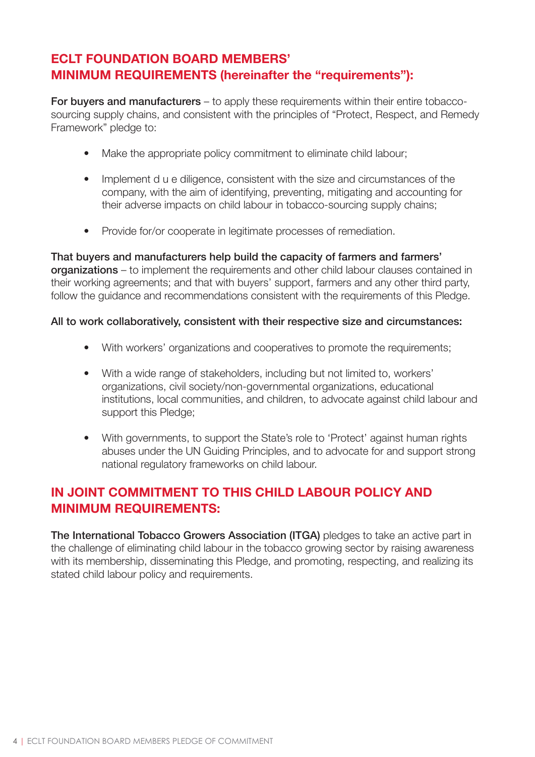## ECLT FOUNDATION BOARD MEMBERS' MINIMUM REQUIREMENTS (hereinafter the "requirements"):

**For buyers and manufacturers** – to apply these requirements within their entire tobacco-sourcing supply chains, and consistent with the principles of "Protect, Respect, and Remedy Framework" pledge to:

- Make the appropriate policy commitment to eliminate child labour;
- Implement d u e diligence, consistent with the size and circumstances of the company, with the aim of identifying, preventing, mitigating and accounting for their adverse impacts on child labour in tobacco-sourcing supply chains;
- Provide for/or cooperate in legitimate processes of remediation.

**That buyers and manufacturers help build the capacity of farmers and farmers' organizations** – to implement the requirements and other child labour clauses contained in their working agreements; and that with buyers' support, farmers and any other third party, follow the guidance and recommendations consistent with the requirements of this Pledge.

**All to work collaboratively, consistent with their respective size and circumstances:**

- With workers' organizations and cooperatives to promote the requirements;
- With a wide range of stakeholders, including but not limited to, workers' organizations, civil society/non-governmental organizations, educational institutions, local communities, and children, to advocate against child labour and support this Pledge;
- With governments, to support the State's role to 'Protect' against human rights abuses under the UN Guiding Principles, and to advocate for and support strong national regulatory frameworks on child labour.

## IN JOINT COMMITMENT TO THIS CHILD LABOUR POLICY AND MINIMUM REQUIREMENTS:

**The International Tobacco Growers Association (ITGA)** pledges to take an active part in the challenge of eliminating child labour in the tobacco growing sector by raising awareness with its membership, disseminating this Pledge, and promoting, respecting, and realizing its stated child labour policy and requirements.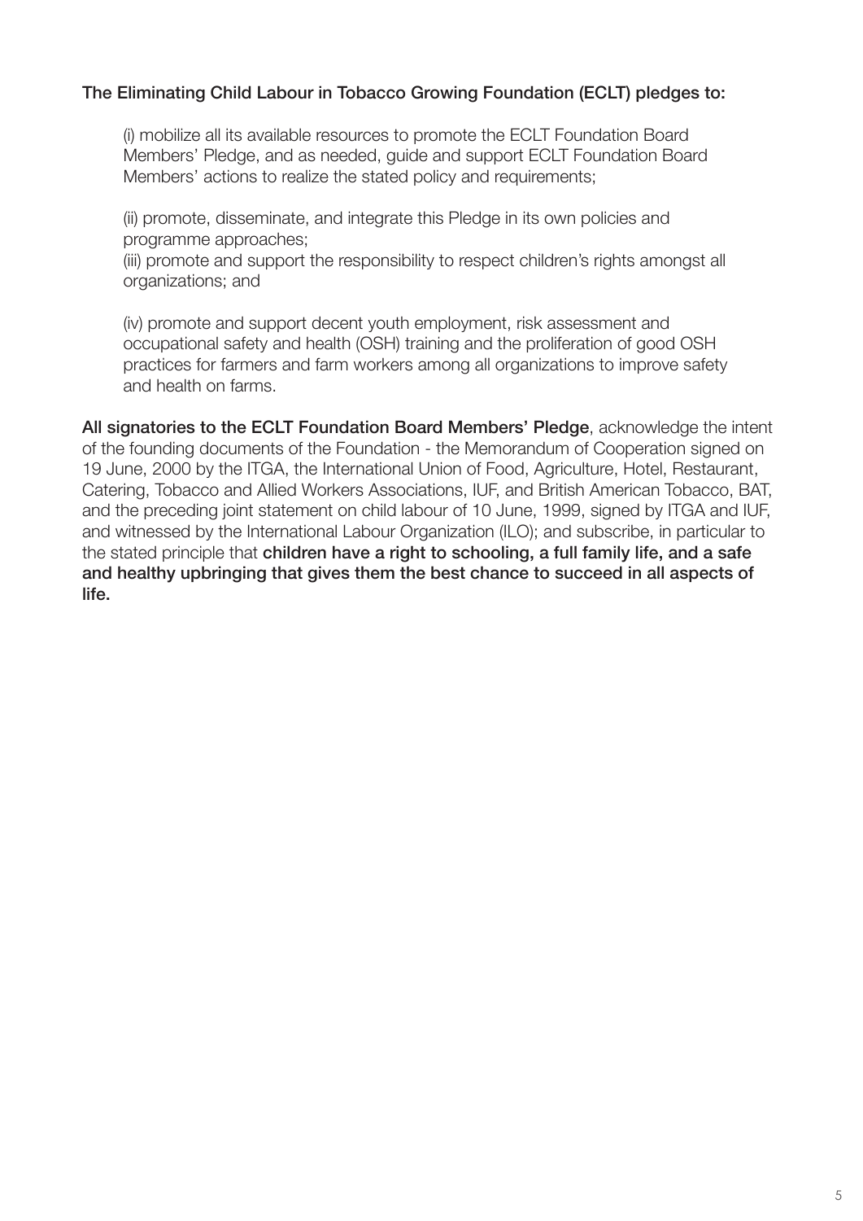**The Eliminating Child Labour in Tobacco Growing Foundation (ECLT) pledges to:**

(i) mobilize all its available resources to promote the ECLT Foundation Board Members' Pledge, and as needed, guide and support ECLT Foundation Board Members' actions to realize the stated policy and requirements;

(ii) promote, disseminate, and integrate this Pledge in its own policies and programme approaches;
(iii) promote and support the responsibility to respect children's rights amongst all organizations; and

(iv) promote and support decent youth employment, risk assessment and occupational safety and health (OSH) training and the proliferation of good OSH practices for farmers and farm workers among all organizations to improve safety and health on farms.

**All signatories to the ECLT Foundation Board Members' Pledge**, acknowledge the intent of the founding documents of the Foundation - the Memorandum of Cooperation signed on 19 June, 2000 by the ITGA, the International Union of Food, Agriculture, Hotel, Restaurant, Catering, Tobacco and Allied Workers Associations, IUF, and British American Tobacco, BAT, and the preceding joint statement on child labour of 10 June, 1999, signed by ITGA and IUF, and witnessed by the International Labour Organization (ILO); and subscribe, in particular to the stated principle that **children have a right to schooling, a full family life, and a safe and healthy upbringing that gives them the best chance to succeed in all aspects of life.**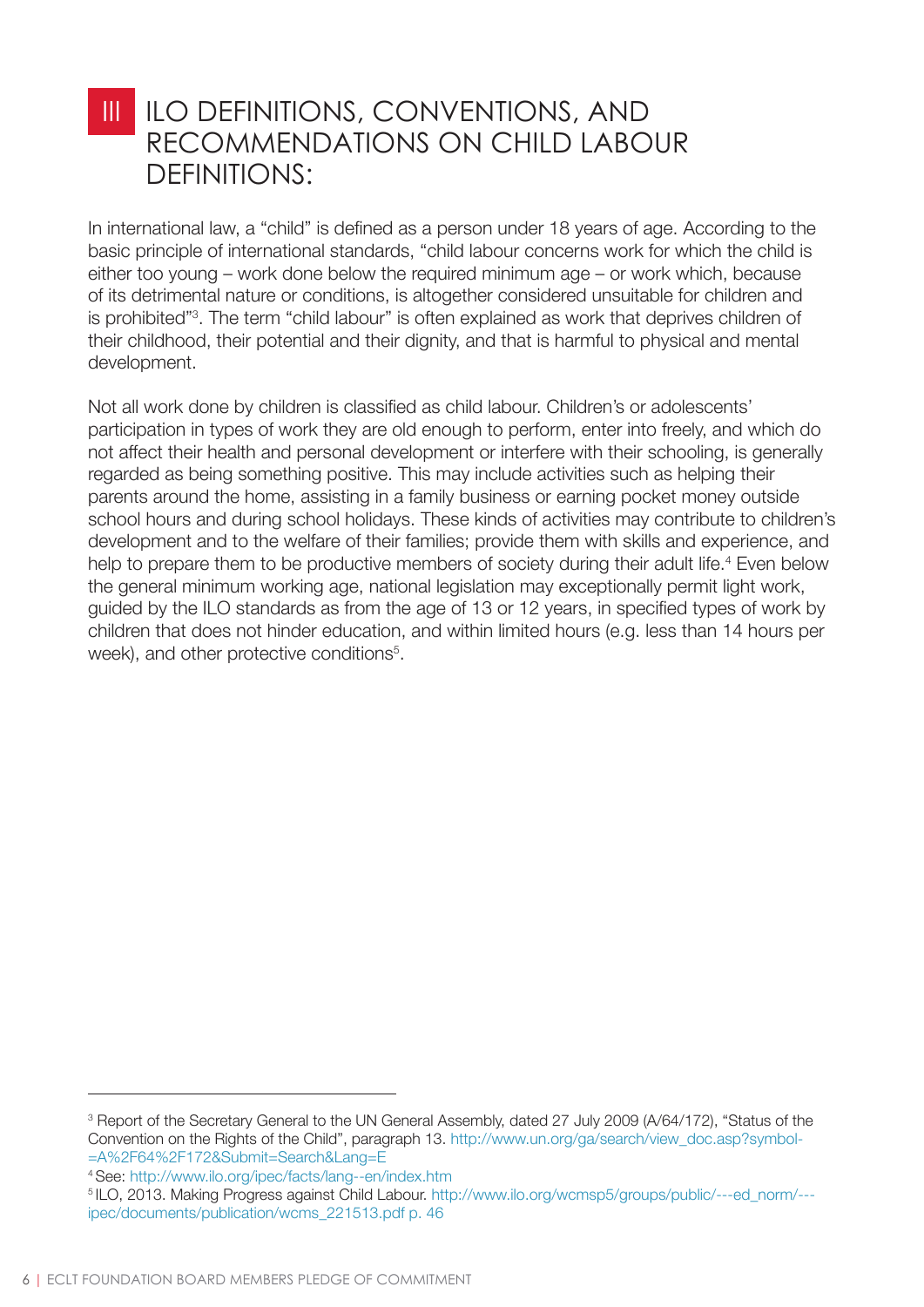# III ILO DEFINITIONS, CONVENTIONS, AND RECOMMENDATIONS ON CHILD LABOUR DEFINITIONS:

In international law, a "child" is defined as a person under 18 years of age. According to the basic principle of international standards, "child labour concerns work for which the child is either too young – work done below the required minimum age – or work which, because of its detrimental nature or conditions, is altogether considered unsuitable for children and is prohibited"[3]. The term "child labour" is often explained as work that deprives children of their childhood, their potential and their dignity, and that is harmful to physical and mental development.

Not all work done by children is classified as child labour. Children's or adolescents' participation in types of work they are old enough to perform, enter into freely, and which do not affect their health and personal development or interfere with their schooling, is generally regarded as being something positive. This may include activities such as helping their parents around the home, assisting in a family business or earning pocket money outside school hours and during school holidays. These kinds of activities may contribute to children's development and to the welfare of their families; provide them with skills and experience, and help to prepare them to be productive members of society during their adult life.[4] Even below the general minimum working age, national legislation may exceptionally permit light work, guided by the ILO standards as from the age of 13 or 12 years, in specified types of work by children that does not hinder education, and within limited hours (e.g. less than 14 hours per week), and other protective conditions[5].

---

[3] Report of the Secretary General to the UN General Assembly, dated 27 July 2009 (A/64/172), "Status of the Convention on the Rights of the Child", paragraph 13. http://www.un.org/ga/search/view_doc.asp?symbol=A%2F64%2F172&Submit=Search&Lang=E

[4] See: http://www.ilo.org/ipec/facts/lang--en/index.htm

[5] ILO, 2013. Making Progress against Child Labour. http://www.ilo.org/wcmsp5/groups/public/---ed_norm/---ipec/documents/publication/wcms_221513.pdf p. 46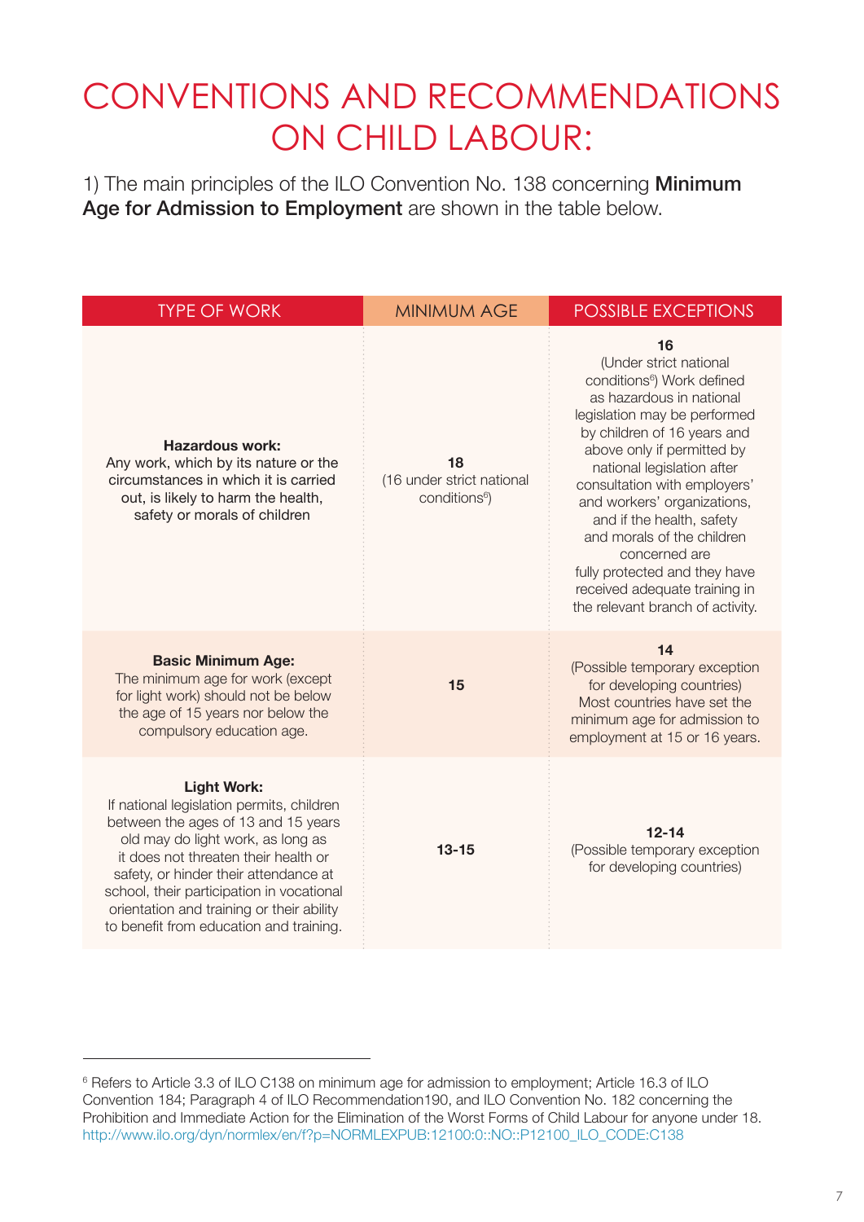# CONVENTIONS AND RECOMMENDATIONS ON CHILD LABOUR:

1) The main principles of the ILO Convention No. 138 concerning **Minimum Age for Admission to Employment** are shown in the table below.

| TYPE OF WORK | MINIMUM AGE | POSSIBLE EXCEPTIONS |
|---|---|---|
| **Hazardous work:** Any work, which by its nature or the circumstances in which it is carried out, is likely to harm the health, safety or morals of children | **18** (16 under strict national conditions[6]) | **16** (Under strict national conditions[6]) Work defined as hazardous in national legislation may be performed by children of 16 years and above only if permitted by national legislation after consultation with employers' and workers' organizations, and if the health, safety and morals of the children concerned are fully protected and they have received adequate training in the relevant branch of activity. |
| **Basic Minimum Age:** The minimum age for work (except for light work) should not be below the age of 15 years nor below the compulsory education age. | **15** | **14** (Possible temporary exception for developing countries) Most countries have set the minimum age for admission to employment at 15 or 16 years. |
| **Light Work:** If national legislation permits, children between the ages of 13 and 15 years old may do light work, as long as it does not threaten their health or safety, or hinder their attendance at school, their participation in vocational orientation and training or their ability to benefit from education and training. | **13-15** | **12-14** (Possible temporary exception for developing countries) |

---

[6] Refers to Article 3.3 of ILO C138 on minimum age for admission to employment; Article 16.3 of ILO Convention 184; Paragraph 4 of ILO Recommendation190, and ILO Convention No. 182 concerning the Prohibition and Immediate Action for the Elimination of the Worst Forms of Child Labour for anyone under 18. http://www.ilo.org/dyn/normlex/en/f?p=NORMLEXPUB:12100:0::NO::P12100_ILO_CODE:C138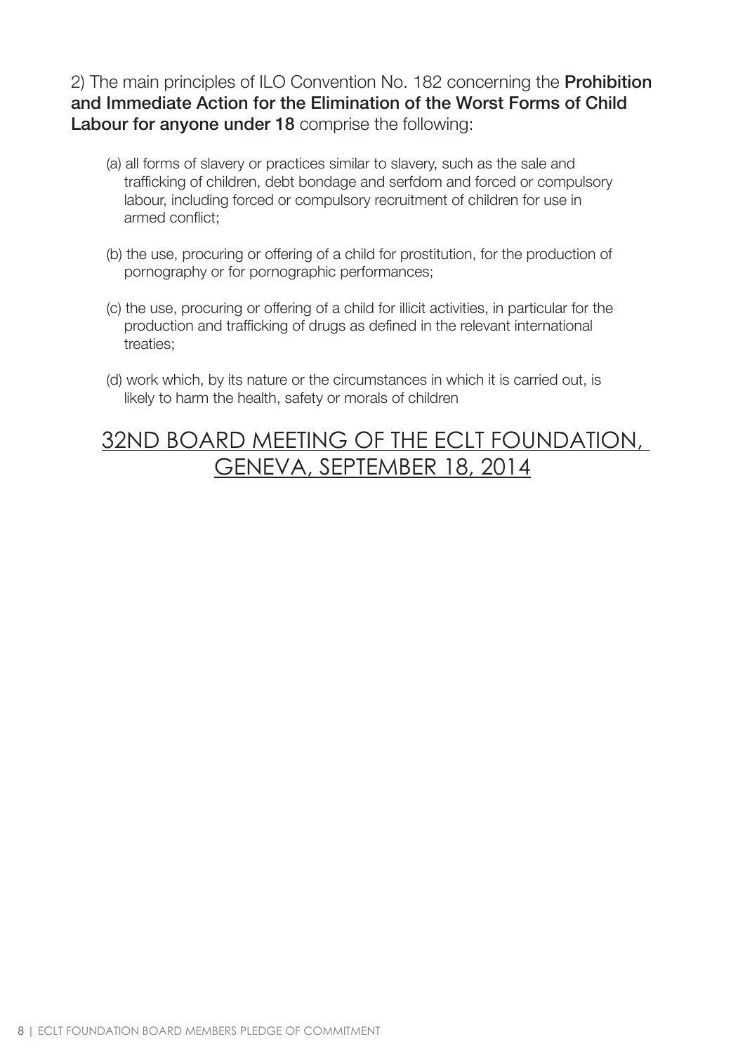2) The main principles of ILO Convention No. 182 concerning the **Prohibition and Immediate Action for the Elimination of the Worst Forms of Child Labour for anyone under 18** comprise the following:

(a) all forms of slavery or practices similar to slavery, such as the sale and trafficking of children, debt bondage and serfdom and forced or compulsory labour, including forced or compulsory recruitment of children for use in armed conflict;

(b) the use, procuring or offering of a child for prostitution, for the production of pornography or for pornographic performances;

(c) the use, procuring or offering of a child for illicit activities, in particular for the production and trafficking of drugs as defined in the relevant international treaties;

(d) work which, by its nature or the circumstances in which it is carried out, is likely to harm the health, safety or morals of children

## 32ND BOARD MEETING OF THE ECLT FOUNDATION, GENEVA, SEPTEMBER 18, 2014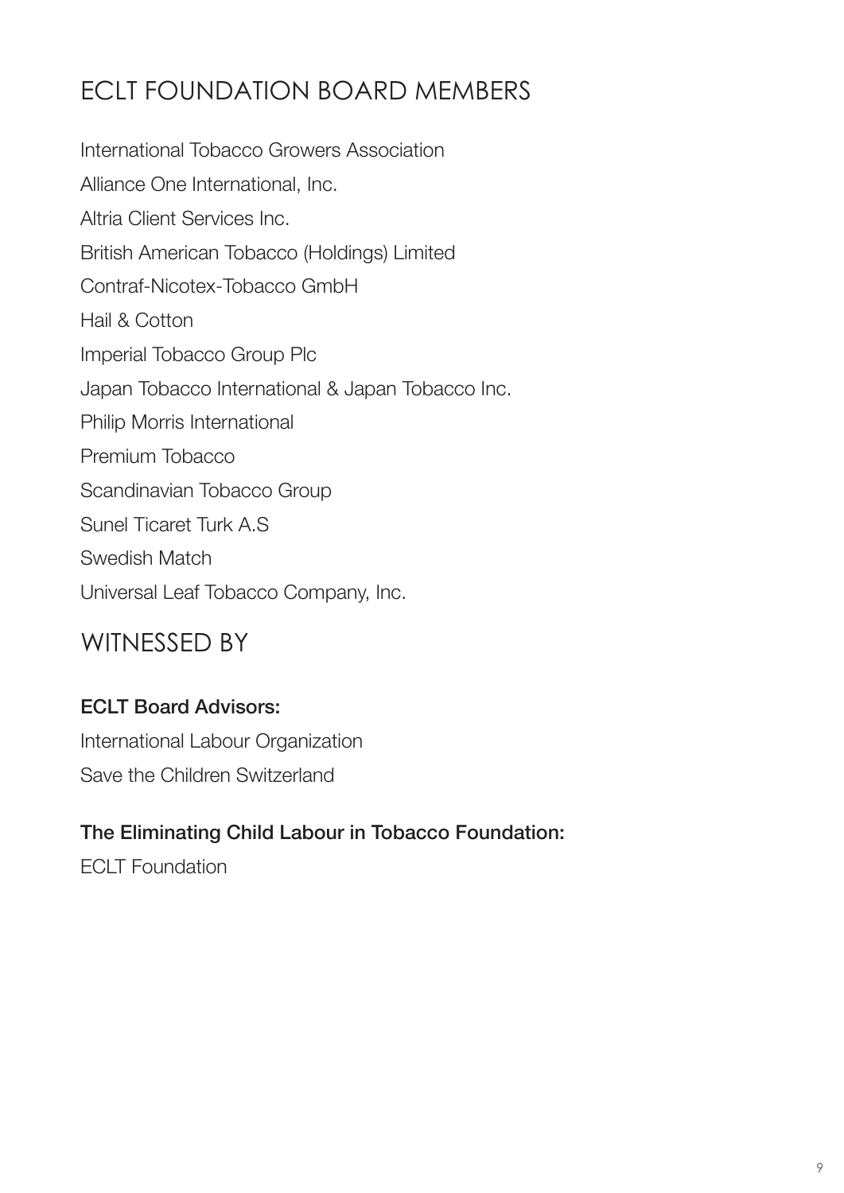## ECLT FOUNDATION BOARD MEMBERS

International Tobacco Growers Association

Alliance One International, Inc.

Altria Client Services Inc.

British American Tobacco (Holdings) Limited

Contraf-Nicotex-Tobacco GmbH

Hail & Cotton

Imperial Tobacco Group Plc

Japan Tobacco International & Japan Tobacco Inc.

Philip Morris International

Premium Tobacco

Scandinavian Tobacco Group

Sunel Ticaret Turk A.S

Swedish Match

Universal Leaf Tobacco Company, Inc.

## WITNESSED BY

**ECLT Board Advisors:**

International Labour Organization

Save the Children Switzerland

**The Eliminating Child Labour in Tobacco Foundation:**

ECLT Foundation